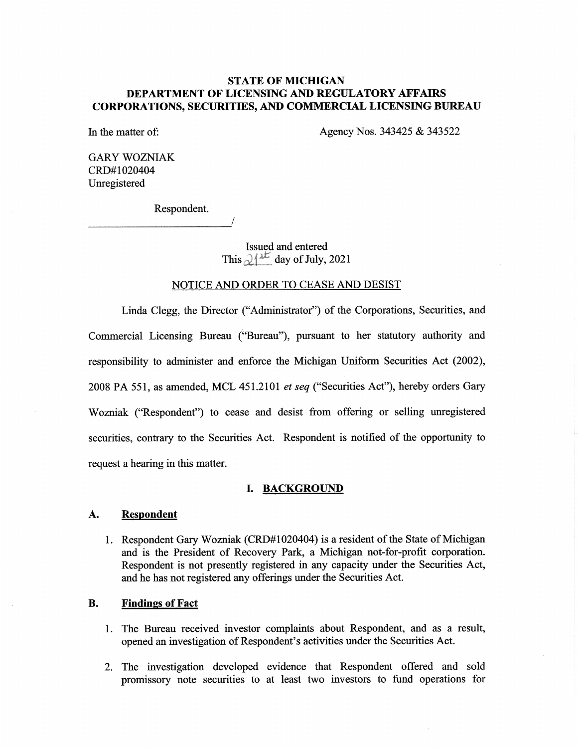# STATE OF MICHIGAN
# DEPARTMENT OF LICENSING AND REGULATORY AFFAIRS
# CORPORATIONS, SECURITIES, AND COMMERCIAL LICENSING BUREAU

In the matter of: Agency Nos. 343425 & 343522

GARY WOZNIAK
CRD#1020404
Unregistered

Respondent.
\_\_\_\_\_\_\_\_\_\_\_\_\_\_\_\_\_\_\_\_\_\_\_\_\_\_\_\_/

Issued and entered
This 21st day of July, 2021

NOTICE AND ORDER TO CEASE AND DESIST

Linda Clegg, the Director ("Administrator") of the Corporations, Securities, and Commercial Licensing Bureau ("Bureau"), pursuant to her statutory authority and responsibility to administer and enforce the Michigan Uniform Securities Act (2002), 2008 PA 551, as amended, MCL 451.2101 *et seq* ("Securities Act"), hereby orders Gary Wozniak ("Respondent") to cease and desist from offering or selling unregistered securities, contrary to the Securities Act. Respondent is notified of the opportunity to request a hearing in this matter.

## I. BACKGROUND

### A. Respondent

1. Respondent Gary Wozniak (CRD#1020404) is a resident of the State of Michigan and is the President of Recovery Park, a Michigan not-for-profit corporation. Respondent is not presently registered in any capacity under the Securities Act, and he has not registered any offerings under the Securities Act.

### B. Findings of Fact

1. The Bureau received investor complaints about Respondent, and as a result, opened an investigation of Respondent's activities under the Securities Act.

2. The investigation developed evidence that Respondent offered and sold promissory note securities to at least two investors to fund operations for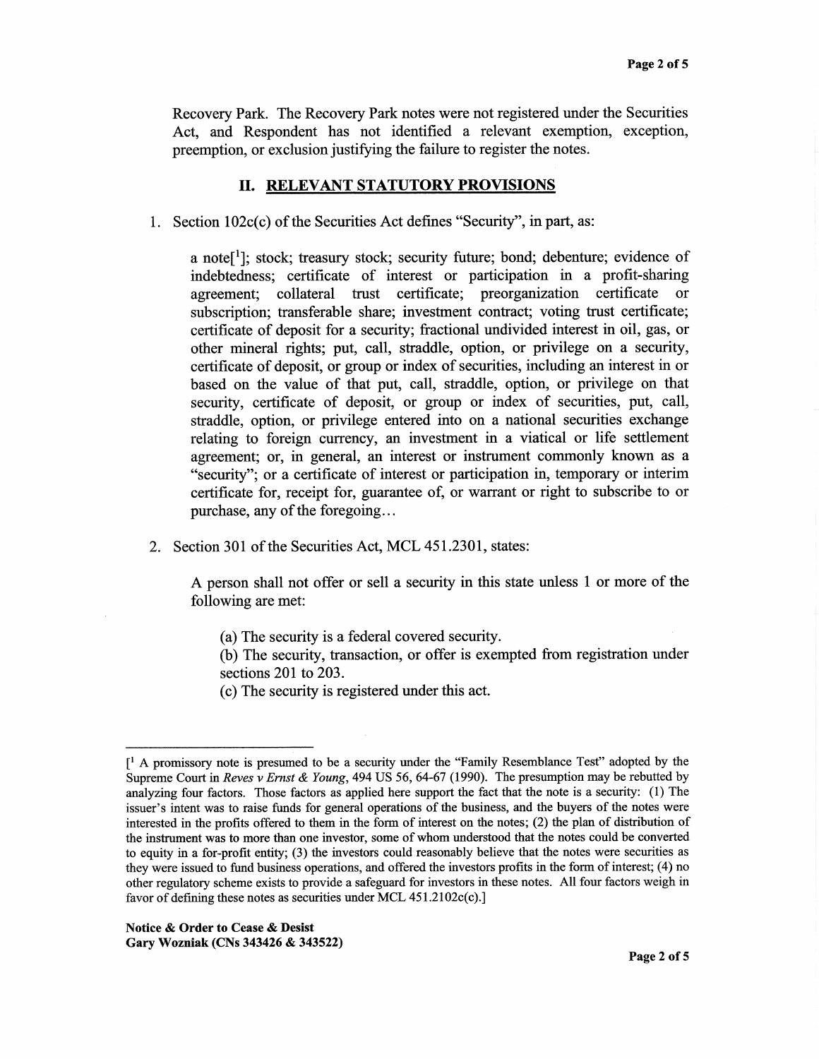Recovery Park. The Recovery Park notes were not registered under the Securities Act, and Respondent has not identified a relevant exemption, exception, preemption, or exclusion justifying the failure to register the notes.

## II. RELEVANT STATUTORY PROVISIONS

1. Section 102c(c) of the Securities Act defines "Security", in part, as:

   a note[1]; stock; treasury stock; security future; bond; debenture; evidence of indebtedness; certificate of interest or participation in a profit-sharing agreement; collateral trust certificate; preorganization certificate or subscription; transferable share; investment contract; voting trust certificate; certificate of deposit for a security; fractional undivided interest in oil, gas, or other mineral rights; put, call, straddle, option, or privilege on a security, certificate of deposit, or group or index of securities, including an interest in or based on the value of that put, call, straddle, option, or privilege on that security, certificate of deposit, or group or index of securities, put, call, straddle, option, or privilege entered into on a national securities exchange relating to foreign currency, an investment in a viatical or life settlement agreement; or, in general, an interest or instrument commonly known as a "security"; or a certificate of interest or participation in, temporary or interim certificate for, receipt for, guarantee of, or warrant or right to subscribe to or purchase, any of the foregoing…

2. Section 301 of the Securities Act, MCL 451.2301, states:

   A person shall not offer or sell a security in this state unless 1 or more of the following are met:

   (a) The security is a federal covered security.
   (b) The security, transaction, or offer is exempted from registration under sections 201 to 203.
   (c) The security is registered under this act.

---

[1 A promissory note is presumed to be a security under the "Family Resemblance Test" adopted by the Supreme Court in *Reves v Ernst & Young*, 494 US 56, 64-67 (1990). The presumption may be rebutted by analyzing four factors. Those factors as applied here support the fact that the note is a security: (1) The issuer's intent was to raise funds for general operations of the business, and the buyers of the notes were interested in the profits offered to them in the form of interest on the notes; (2) the plan of distribution of the instrument was to more than one investor, some of whom understood that the notes could be converted to equity in a for-profit entity; (3) the investors could reasonably believe that the notes were securities as they were issued to fund business operations, and offered the investors profits in the form of interest; (4) no other regulatory scheme exists to provide a safeguard for investors in these notes. All four factors weigh in favor of defining these notes as securities under MCL 451.2102c(c).]

**Notice & Order to Cease & Desist**
**Gary Wozniak (CNs 343426 & 343522)**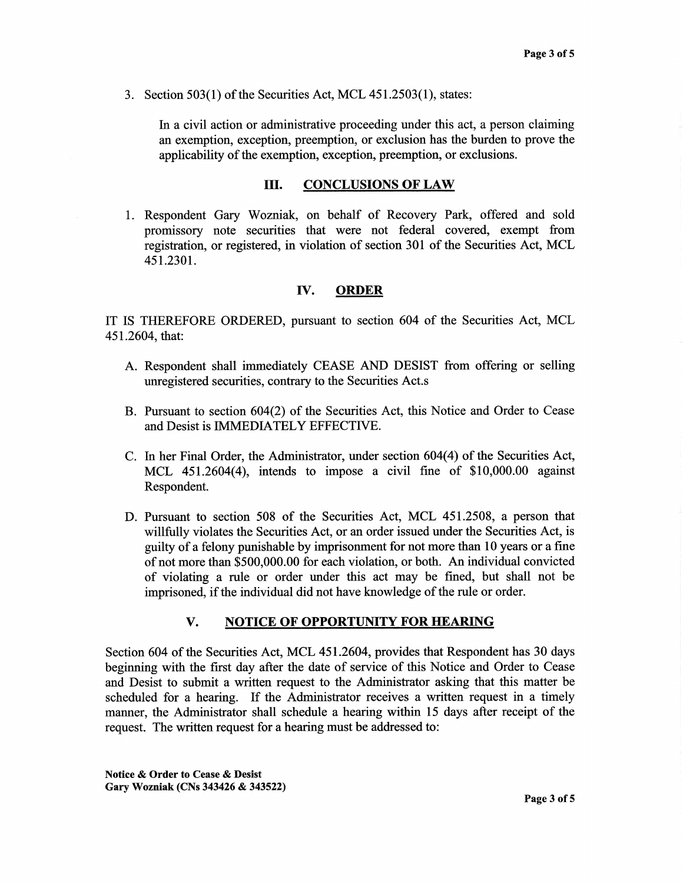3. Section 503(1) of the Securities Act, MCL 451.2503(1), states:

   > In a civil action or administrative proceeding under this act, a person claiming an exemption, exception, preemption, or exclusion has the burden to prove the applicability of the exemption, exception, preemption, or exclusions.

## III. CONCLUSIONS OF LAW

1. Respondent Gary Wozniak, on behalf of Recovery Park, offered and sold promissory note securities that were not federal covered, exempt from registration, or registered, in violation of section 301 of the Securities Act, MCL 451.2301.

## IV. ORDER

IT IS THEREFORE ORDERED, pursuant to section 604 of the Securities Act, MCL 451.2604, that:

A. Respondent shall immediately CEASE AND DESIST from offering or selling unregistered securities, contrary to the Securities Act.s

B. Pursuant to section 604(2) of the Securities Act, this Notice and Order to Cease and Desist is IMMEDIATELY EFFECTIVE.

C. In her Final Order, the Administrator, under section 604(4) of the Securities Act, MCL 451.2604(4), intends to impose a civil fine of $10,000.00 against Respondent.

D. Pursuant to section 508 of the Securities Act, MCL 451.2508, a person that willfully violates the Securities Act, or an order issued under the Securities Act, is guilty of a felony punishable by imprisonment for not more than 10 years or a fine of not more than $500,000.00 for each violation, or both. An individual convicted of violating a rule or order under this act may be fined, but shall not be imprisoned, if the individual did not have knowledge of the rule or order.

## V. NOTICE OF OPPORTUNITY FOR HEARING

Section 604 of the Securities Act, MCL 451.2604, provides that Respondent has 30 days beginning with the first day after the date of service of this Notice and Order to Cease and Desist to submit a written request to the Administrator asking that this matter be scheduled for a hearing. If the Administrator receives a written request in a timely manner, the Administrator shall schedule a hearing within 15 days after receipt of the request. The written request for a hearing must be addressed to: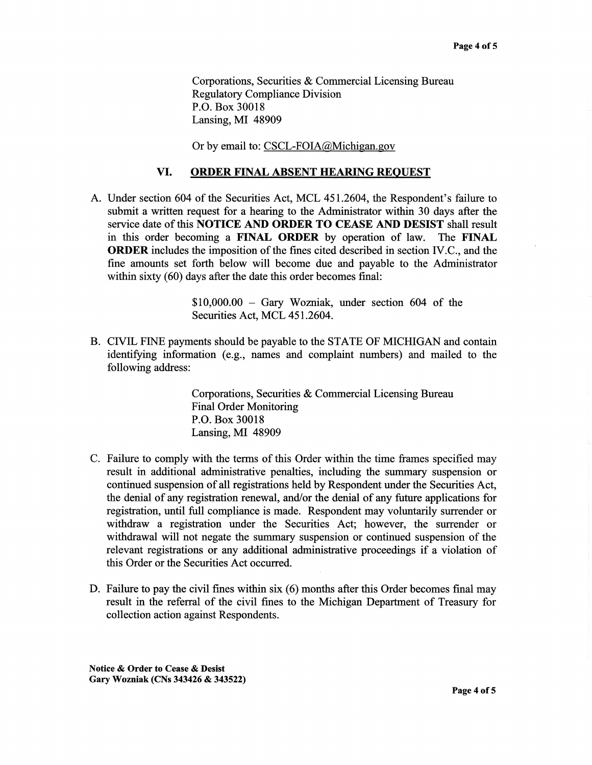Corporations, Securities & Commercial Licensing Bureau
Regulatory Compliance Division
P.O. Box 30018
Lansing, MI 48909

Or by email to: CSCL-FOIA@Michigan.gov

## VI. ORDER FINAL ABSENT HEARING REQUEST

A. Under section 604 of the Securities Act, MCL 451.2604, the Respondent's failure to submit a written request for a hearing to the Administrator within 30 days after the service date of this **NOTICE AND ORDER TO CEASE AND DESIST** shall result in this order becoming a **FINAL ORDER** by operation of law. The **FINAL ORDER** includes the imposition of the fines cited described in section IV.C., and the fine amounts set forth below will become due and payable to the Administrator within sixty (60) days after the date this order becomes final:

> $10,000.00 – Gary Wozniak, under section 604 of the Securities Act, MCL 451.2604.

B. CIVIL FINE payments should be payable to the STATE OF MICHIGAN and contain identifying information (e.g., names and complaint numbers) and mailed to the following address:

> Corporations, Securities & Commercial Licensing Bureau
> Final Order Monitoring
> P.O. Box 30018
> Lansing, MI 48909

C. Failure to comply with the terms of this Order within the time frames specified may result in additional administrative penalties, including the summary suspension or continued suspension of all registrations held by Respondent under the Securities Act, the denial of any registration renewal, and/or the denial of any future applications for registration, until full compliance is made. Respondent may voluntarily surrender or withdraw a registration under the Securities Act; however, the surrender or withdrawal will not negate the summary suspension or continued suspension of the relevant registrations or any additional administrative proceedings if a violation of this Order or the Securities Act occurred.

D. Failure to pay the civil fines within six (6) months after this Order becomes final may result in the referral of the civil fines to the Michigan Department of Treasury for collection action against Respondents.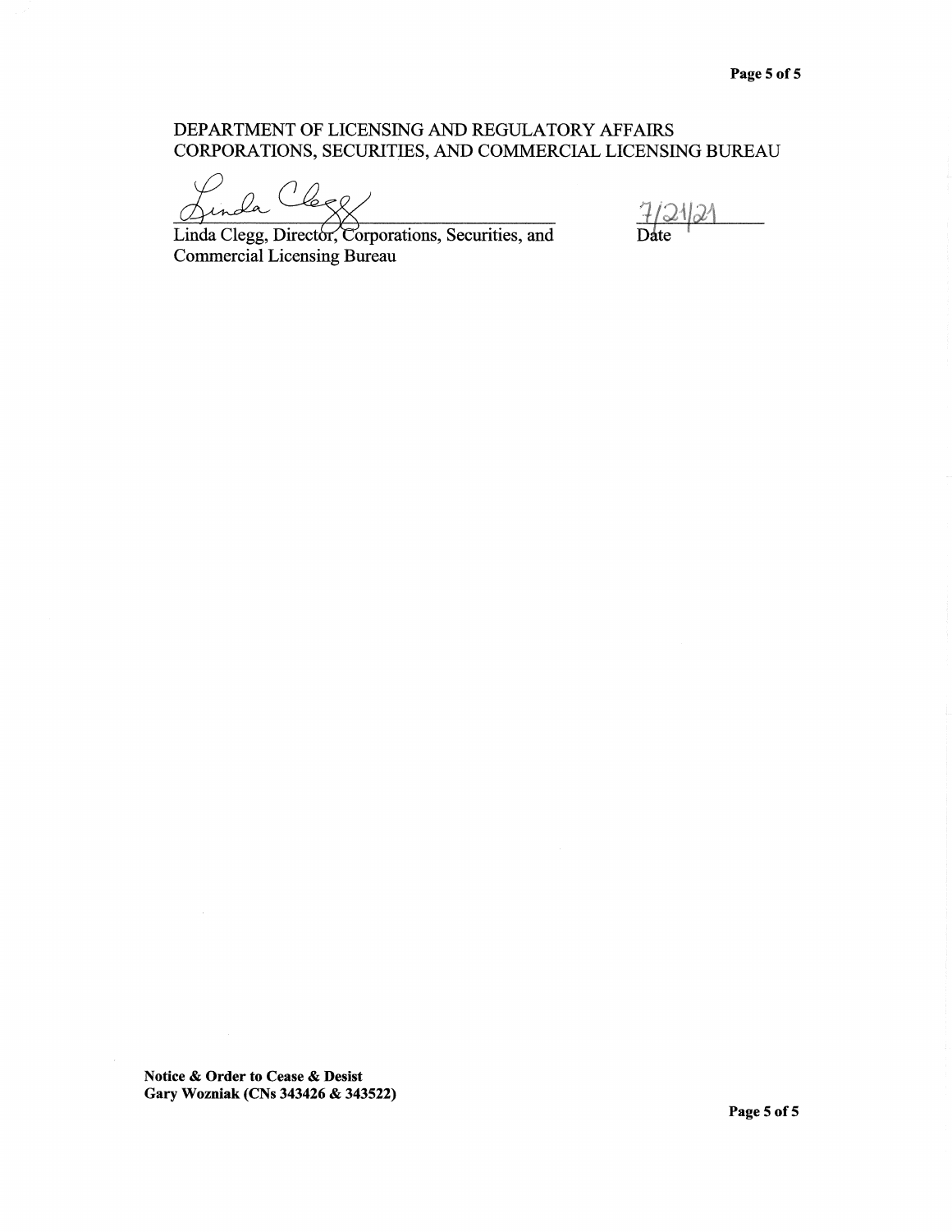DEPARTMENT OF LICENSING AND REGULATORY AFFAIRS
CORPORATIONS, SECURITIES, AND COMMERCIAL LICENSING BUREAU

Linda Clegg

Linda Clegg, Director, Corporations, Securities, and Commercial Licensing Bureau

7/21/21
Date

**Notice & Order to Cease & Desist**
**Gary Wozniak (CNs 343426 & 343522)**